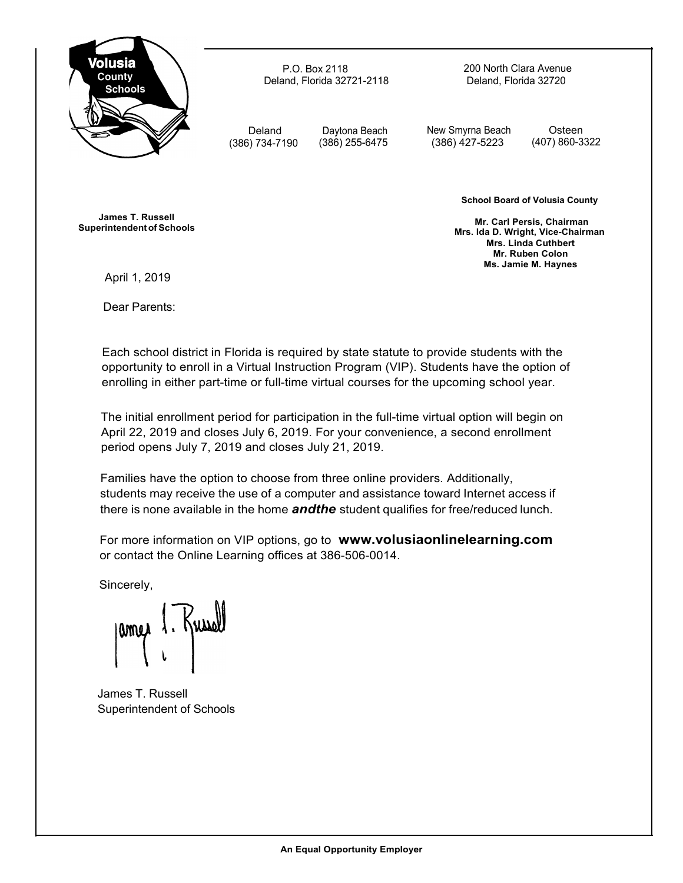Volusia County Schools

P.O. Box 2118
Deland, Florida 32721-2118

200 North Clara Avenue
Deland, Florida 32720

Deland (386) 734-7190 | Daytona Beach (386) 255-6475 | New Smyrna Beach (386) 427-5223 | Osteen (407) 860-3322

**James T. Russell**
**Superintendent of Schools**

**School Board of Volusia County**

**Mr. Carl Persis, Chairman**
**Mrs. Ida D. Wright, Vice-Chairman**
**Mrs. Linda Cuthbert**
**Mr. Ruben Colon**
**Ms. Jamie M. Haynes**

April 1, 2019

Dear Parents:

Each school district in Florida is required by state statute to provide students with the opportunity to enroll in a Virtual Instruction Program (VIP). Students have the option of enrolling in either part-time or full-time virtual courses for the upcoming school year.

The initial enrollment period for participation in the full-time virtual option will begin on April 22, 2019 and closes July 6, 2019. For your convenience, a second enrollment period opens July 7, 2019 and closes July 21, 2019.

Families have the option to choose from three online providers. Additionally, students may receive the use of a computer and assistance toward Internet access if there is none available in the home ***andthe*** student qualifies for free/reduced lunch.

For more information on VIP options, go to **www.volusiaonlinelearning.com** or contact the Online Learning offices at 386-506-0014.

Sincerely,

James T. Russell
Superintendent of Schools

**An Equal Opportunity Employer**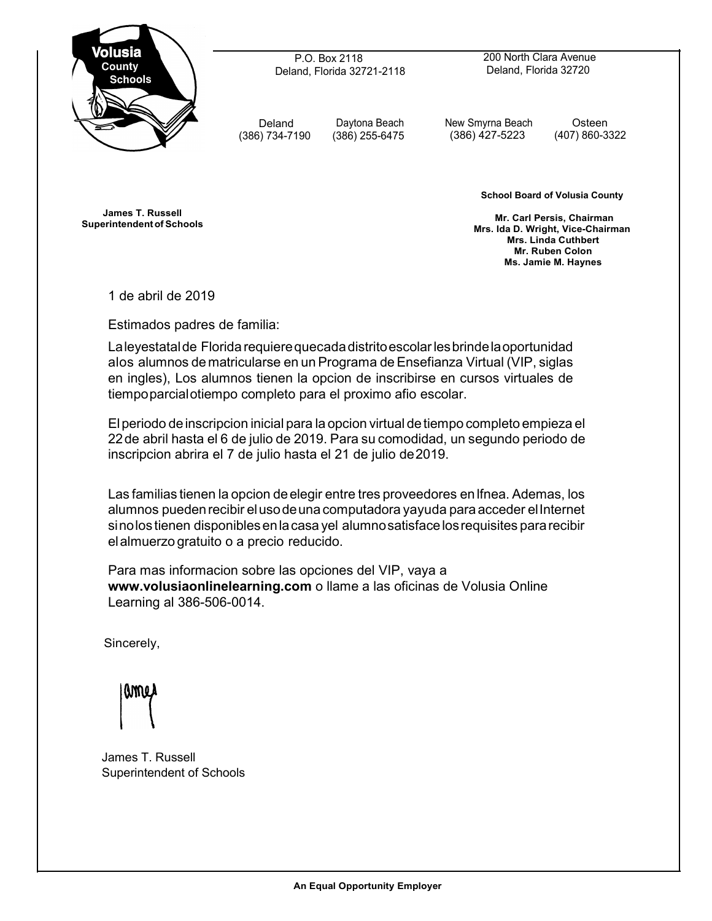P.O. Box 2118
Deland, Florida 32721-2118

200 North Clara Avenue
Deland, Florida 32720

Deland (386) 734-7190 | Daytona Beach (386) 255-6475 | New Smyrna Beach (386) 427-5223 | Osteen (407) 860-3322

**James T. Russell**
**Superintendent of Schools**

**School Board of Volusia County**

**Mr. Carl Persis, Chairman**
**Mrs. Ida D. Wright, Vice-Chairman**
**Mrs. Linda Cuthbert**
**Mr. Ruben Colon**
**Ms. Jamie M. Haynes**

1 de abril de 2019

Estimados padres de familia:

La ley estatal de Florida requiere que cada distrito escolar les brinde la oportunidad a los alumnos de matricularse en un Programa de Ensefianza Virtual (VIP, siglas en ingles), Los alumnos tienen la opcion de inscribirse en cursos virtuales de tiempo parcial o tiempo completo para el proximo afio escolar.

El periodo de inscripcion inicial para la opcion virtual de tiempo completo empieza el 22 de abril hasta el 6 de julio de 2019. Para su comodidad, un segundo periodo de inscripcion abrira el 7 de julio hasta el 21 de julio de 2019.

Las familias tienen la opcion de elegir entre tres proveedores en lfnea. Ademas, los alumnos pueden recibir el uso de una computadora y ayuda para acceder el Internet si no los tienen disponibles en la casa y el alumno satisface los requisites para recibir el almuerzo gratuito o a precio reducido.

Para mas informacion sobre las opciones del VIP, vaya a **www.volusiaonlinelearning.com** o llame a las oficinas de Volusia Online Learning al 386-506-0014.

Sincerely,

James T. Russell
Superintendent of Schools

**An Equal Opportunity Employer**